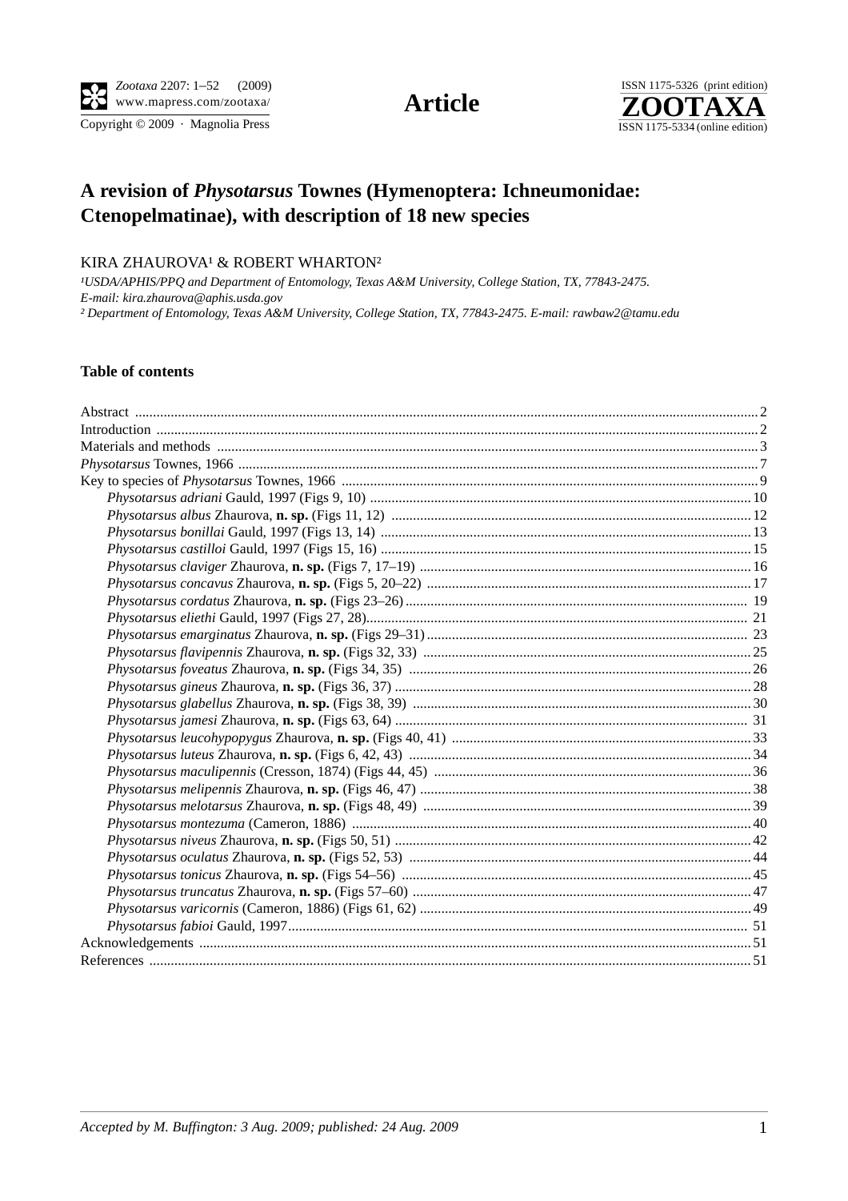**Article**

# A revision of *Physotarsus* Townes (Hymenoptera: Ichneumonidae: Ctenopelmatinae), with description of 18 new species

KIRA ZHAUROVA[1] & ROBERT WHARTON[2]

[1]*USDA/APHIS/PPQ and Department of Entomology, Texas A&M University, College Station, TX, 77843-2475. E-mail: kira.zhaurova@aphis.usda.gov*

[2] *Department of Entomology, Texas A&M University, College Station, TX, 77843-2475. E-mail: rawbaw2@tamu.edu*

## Table of contents

Abstract ... 2
Introduction ... 2
Materials and methods ... 3
*Physotarsus* Townes, 1966 ... 7
Key to species of *Physotarsus* Townes, 1966 ... 9
- *Physotarsus adriani* Gauld, 1997 (Figs 9, 10) ... 10
- *Physotarsus albus* Zhaurova, **n. sp.** (Figs 11, 12) ... 12
- *Physotarsus bonillai* Gauld, 1997 (Figs 13, 14) ... 13
- *Physotarsus castilloi* Gauld, 1997 (Figs 15, 16) ... 15
- *Physotarsus claviger* Zhaurova, **n. sp.** (Figs 7, 17–19) ... 16
- *Physotarsus concavus* Zhaurova, **n. sp.** (Figs 5, 20–22) ... 17
- *Physotarsus cordatus* Zhaurova, **n. sp.** (Figs 23–26) ... 19
- *Physotarsus eliethi* Gauld, 1997 (Figs 27, 28) ... 21
- *Physotarsus emarginatus* Zhaurova, **n. sp.** (Figs 29–31) ... 23
- *Physotarsus flavipennis* Zhaurova, **n. sp.** (Figs 32, 33) ... 25
- *Physotarsus foveatus* Zhaurova, **n. sp.** (Figs 34, 35) ... 26
- *Physotarsus gineus* Zhaurova, **n. sp.** (Figs 36, 37) ... 28
- *Physotarsus glabellus* Zhaurova, **n. sp.** (Figs 38, 39) ... 30
- *Physotarsus jamesi* Zhaurova, **n. sp.** (Figs 63, 64) ... 31
- *Physotarsus leucohypopygus* Zhaurova, **n. sp.** (Figs 40, 41) ... 33
- *Physotarsus luteus* Zhaurova, **n. sp.** (Figs 6, 42, 43) ... 34
- *Physotarsus maculipennis* (Cresson, 1874) (Figs 44, 45) ... 36
- *Physotarsus melipennis* Zhaurova, **n. sp.** (Figs 46, 47) ... 38
- *Physotarsus melotarsus* Zhaurova, **n. sp.** (Figs 48, 49) ... 39
- *Physotarsus montezuma* (Cameron, 1886) ... 40
- *Physotarsus niveus* Zhaurova, **n. sp.** (Figs 50, 51) ... 42
- *Physotarsus oculatus* Zhaurova, **n. sp.** (Figs 52, 53) ... 44
- *Physotarsus tonicus* Zhaurova, **n. sp.** (Figs 54–56) ... 45
- *Physotarsus truncatus* Zhaurova, **n. sp.** (Figs 57–60) ... 47
- *Physotarsus varicornis* (Cameron, 1886) (Figs 61, 62) ... 49
- *Physotarsus fabioi* Gauld, 1997 ... 51

Acknowledgements ... 51
References ... 51

*Accepted by M. Buffington: 3 Aug. 2009; published: 24 Aug. 2009*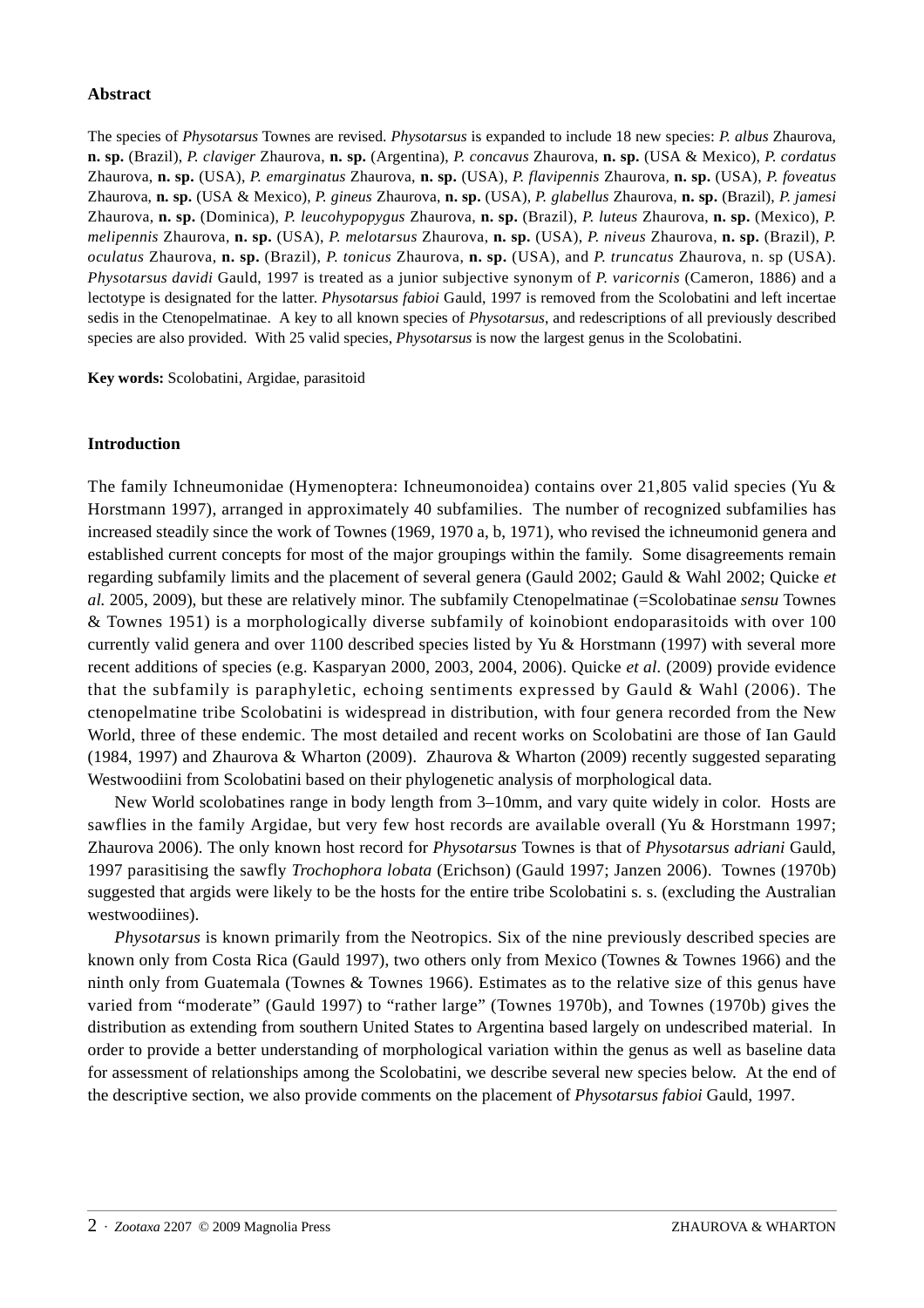## Abstract

The species of *Physotarsus* Townes are revised. *Physotarsus* is expanded to include 18 new species: *P. albus* Zhaurova, **n. sp.** (Brazil), *P. claviger* Zhaurova, **n. sp.** (Argentina), *P. concavus* Zhaurova, **n. sp.** (USA & Mexico), *P. cordatus* Zhaurova, **n. sp.** (USA), *P. emarginatus* Zhaurova, **n. sp.** (USA), *P. flavipennis* Zhaurova, **n. sp.** (USA), *P. foveatus* Zhaurova, **n. sp.** (USA & Mexico), *P. gineus* Zhaurova, **n. sp.** (USA), *P. glabellus* Zhaurova, **n. sp.** (Brazil), *P. jamesi* Zhaurova, **n. sp.** (Dominica), *P. leucohypopygus* Zhaurova, **n. sp.** (Brazil), *P. luteus* Zhaurova, **n. sp.** (Mexico), *P. melipennis* Zhaurova, **n. sp.** (USA), *P. melotarsus* Zhaurova, **n. sp.** (USA), *P. niveus* Zhaurova, **n. sp.** (Brazil), *P. oculatus* Zhaurova, **n. sp.** (Brazil), *P. tonicus* Zhaurova, **n. sp.** (USA), and *P. truncatus* Zhaurova, n. sp (USA). *Physotarsus davidi* Gauld, 1997 is treated as a junior subjective synonym of *P. varicornis* (Cameron, 1886) and a lectotype is designated for the latter. *Physotarsus fabioi* Gauld, 1997 is removed from the Scolobatini and left incertae sedis in the Ctenopelmatinae. A key to all known species of *Physotarsus*, and redescriptions of all previously described species are also provided. With 25 valid species, *Physotarsus* is now the largest genus in the Scolobatini.

**Key words:** Scolobatini, Argidae, parasitoid

## Introduction

The family Ichneumonidae (Hymenoptera: Ichneumonoidea) contains over 21,805 valid species (Yu & Horstmann 1997), arranged in approximately 40 subfamilies. The number of recognized subfamilies has increased steadily since the work of Townes (1969, 1970 a, b, 1971), who revised the ichneumonid genera and established current concepts for most of the major groupings within the family. Some disagreements remain regarding subfamily limits and the placement of several genera (Gauld 2002; Gauld & Wahl 2002; Quicke *et al.* 2005, 2009), but these are relatively minor. The subfamily Ctenopelmatinae (=Scolobatinae *sensu* Townes & Townes 1951) is a morphologically diverse subfamily of koinobiont endoparasitoids with over 100 currently valid genera and over 1100 described species listed by Yu & Horstmann (1997) with several more recent additions of species (e.g. Kasparyan 2000, 2003, 2004, 2006). Quicke *et al.* (2009) provide evidence that the subfamily is paraphyletic, echoing sentiments expressed by Gauld & Wahl (2006). The ctenopelmatine tribe Scolobatini is widespread in distribution, with four genera recorded from the New World, three of these endemic. The most detailed and recent works on Scolobatini are those of Ian Gauld (1984, 1997) and Zhaurova & Wharton (2009). Zhaurova & Wharton (2009) recently suggested separating Westwoodiini from Scolobatini based on their phylogenetic analysis of morphological data.

New World scolobatines range in body length from 3–10mm, and vary quite widely in color. Hosts are sawflies in the family Argidae, but very few host records are available overall (Yu & Horstmann 1997; Zhaurova 2006). The only known host record for *Physotarsus* Townes is that of *Physotarsus adriani* Gauld, 1997 parasitising the sawfly *Trochophora lobata* (Erichson) (Gauld 1997; Janzen 2006). Townes (1970b) suggested that argids were likely to be the hosts for the entire tribe Scolobatini s. s. (excluding the Australian westwoodiines).

*Physotarsus* is known primarily from the Neotropics. Six of the nine previously described species are known only from Costa Rica (Gauld 1997), two others only from Mexico (Townes & Townes 1966) and the ninth only from Guatemala (Townes & Townes 1966). Estimates as to the relative size of this genus have varied from "moderate" (Gauld 1997) to "rather large" (Townes 1970b), and Townes (1970b) gives the distribution as extending from southern United States to Argentina based largely on undescribed material. In order to provide a better understanding of morphological variation within the genus as well as baseline data for assessment of relationships among the Scolobatini, we describe several new species below. At the end of the descriptive section, we also provide comments on the placement of *Physotarsus fabioi* Gauld, 1997.